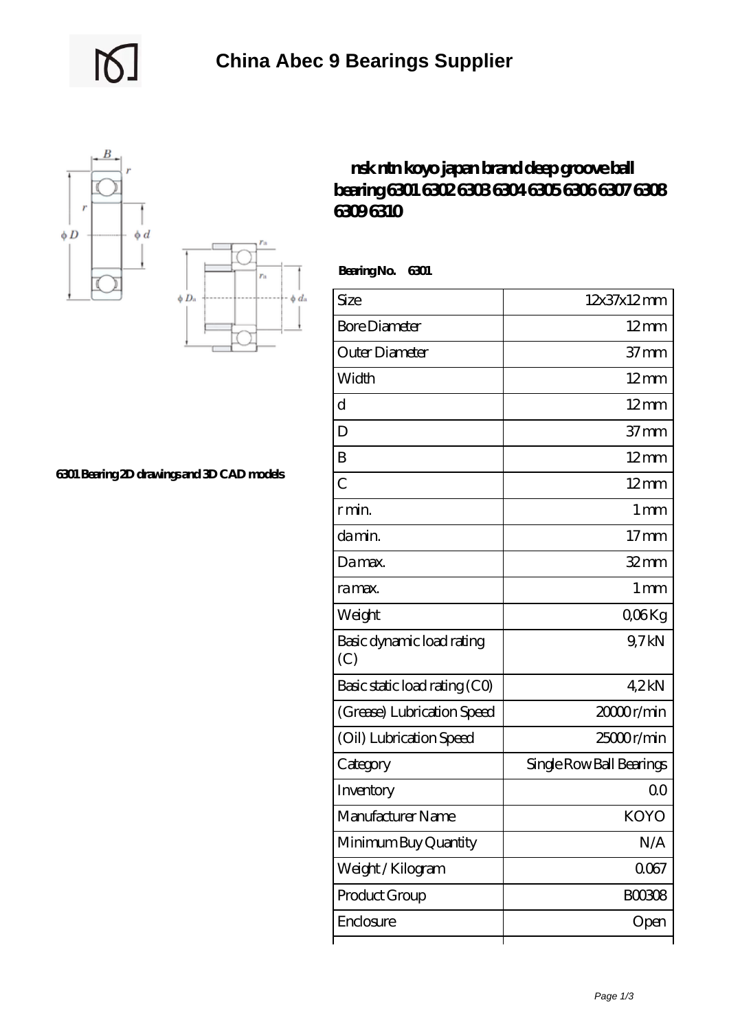# China Abec 9 Bearings Supplier

## nsk ntn koyo japan brand deep groove ball bearing 6301 6302 6303 6304 6305 6306 6307 6308 6309 6310

6301 Bearing 2D drawings and 3D CAD models

**Bearing No. 6301**

| Size | 12x37x12 mm |
|---|---|
| Bore Diameter | 12 mm |
| Outer Diameter | 37 mm |
| Width | 12 mm |
| d | 12 mm |
| D | 37 mm |
| B | 12 mm |
| C | 12 mm |
| r min. | 1 mm |
| da min. | 17 mm |
| Da max. | 32 mm |
| ra max. | 1 mm |
| Weight | 0,06 Kg |
| Basic dynamic load rating (C) | 9,7 kN |
| Basic static load rating (C0) | 4,2 kN |
| (Grease) Lubrication Speed | 20000 r/min |
| (Oil) Lubrication Speed | 25000 r/min |
| Category | Single Row Ball Bearings |
| Inventory | 0.0 |
| Manufacturer Name | KOYO |
| Minimum Buy Quantity | N/A |
| Weight / Kilogram | 0.067 |
| Product Group | B00308 |
| Enclosure | Open |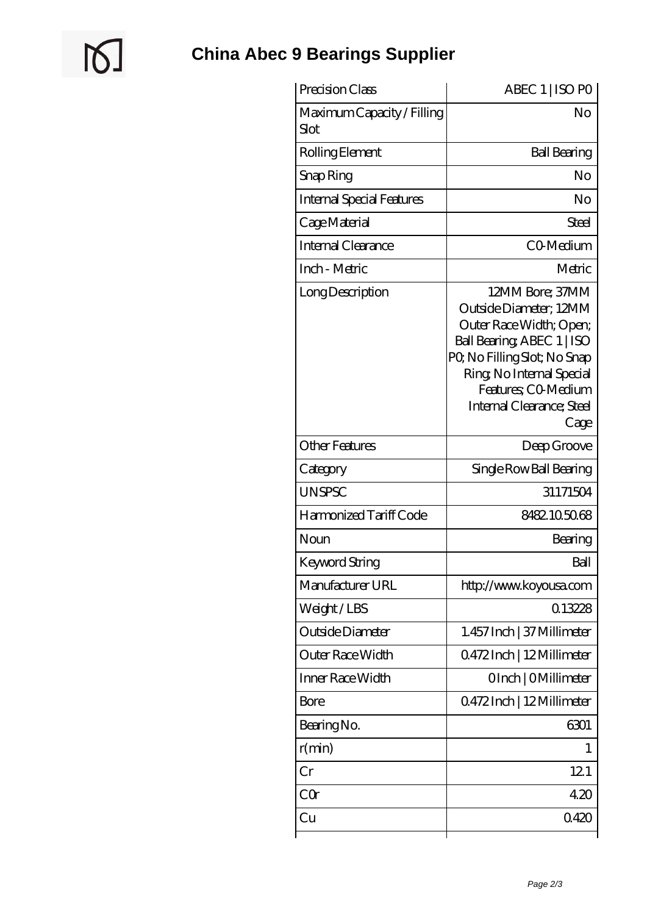# China Abec 9 Bearings Supplier

| | |
|---|---|
| Precision Class | ABEC 1 \| ISO P0 |
| Maximum Capacity / Filling Slot | No |
| Rolling Element | Ball Bearing |
| Snap Ring | No |
| Internal Special Features | No |
| Cage Material | Steel |
| Internal Clearance | C0-Medium |
| Inch - Metric | Metric |
| Long Description | 12MM Bore; 37MM Outside Diameter; 12MM Outer Race Width; Open; Ball Bearing; ABEC 1 \| ISO P0; No Filling Slot; No Snap Ring; No Internal Special Features; C0-Medium Internal Clearance; Steel Cage |
| Other Features | Deep Groove |
| Category | Single Row Ball Bearing |
| UNSPSC | 31171504 |
| Harmonized Tariff Code | 8482.10.50.68 |
| Noun | Bearing |
| Keyword String | Ball |
| Manufacturer URL | http://www.koyousa.com |
| Weight / LBS | 0.13228 |
| Outside Diameter | 1.457 Inch \| 37 Millimeter |
| Outer Race Width | 0.472 Inch \| 12 Millimeter |
| Inner Race Width | 0 Inch \| 0 Millimeter |
| Bore | 0.472 Inch \| 12 Millimeter |
| Bearing No. | 6301 |
| r(min) | 1 |
| Cr | 12.1 |
| C0r | 4.20 |
| Cu | 0.420 |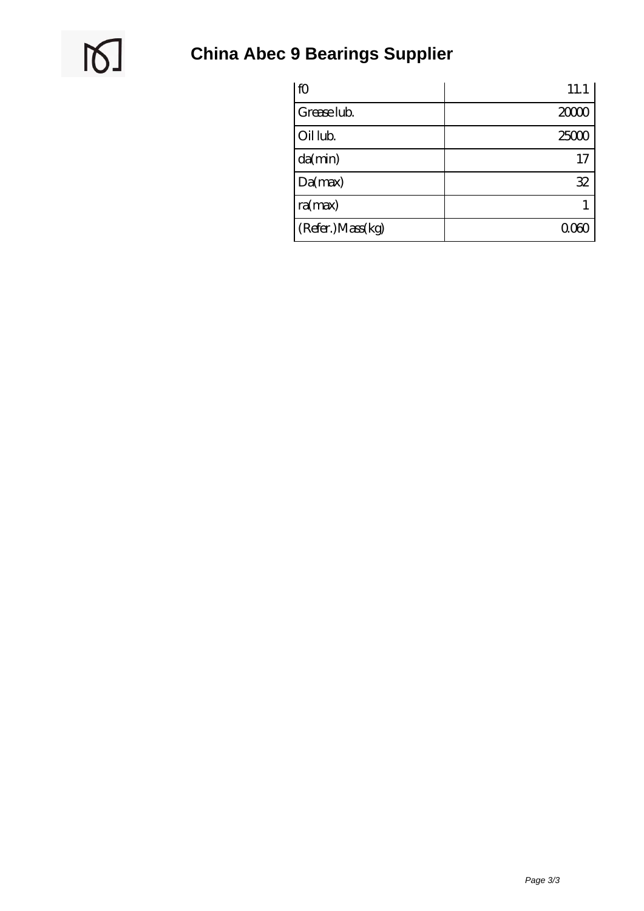# China Abec 9 Bearings Supplier

| | |
|---|---|
| f0 | 11.1 |
| Grease lub. | 20000 |
| Oil lub. | 25000 |
| da(min) | 17 |
| Da(max) | 32 |
| ra(max) | 1 |
| (Refer.)Mass(kg) | 0.060 |